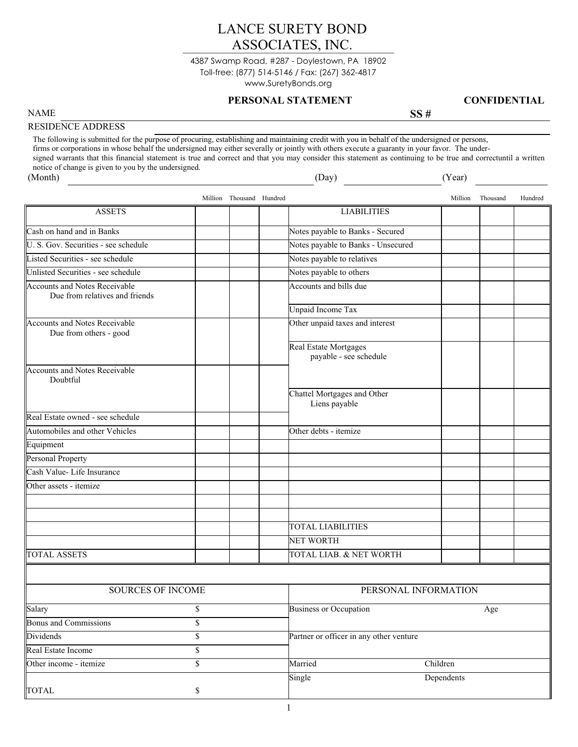# LANCE SURETY BOND ASSOCIATES, INC.

4387 Swamp Road, #287 - Doylestown, PA 18902
Toll-free: (877) 514-5146 / Fax: (267) 362-4817
www.SuretyBonds.org

**PERSONAL STATEMENT** **CONFIDENTIAL**

NAME **SS #**

RESIDENCE ADDRESS

The following is submitted for the purpose of procuring, establishing and maintaining credit with you in behalf of the undersigned or persons, firms or corporations in whose behalf the undersigned may either severally or jointly with others execute a guaranty in your favor. The undersigned warrants that this financial statement is true and correct and that you may consider this statement as continuing to be true and correctuntil a written notice of change is given to you by the undersigned.

(Month) (Day) (Year)

| ASSETS | Million | Thousand | Hundred | LIABILITIES | Million | Thousand | Hundred |
|---|---|---|---|---|---|---|---|
| Cash on hand and in Banks | | | | Notes payable to Banks - Secured | | | |
| U. S. Gov. Securities - see schedule | | | | Notes payable to Banks - Unsecured | | | |
| Listed Securities - see schedule | | | | Notes payable to relatives | | | |
| Unlisted Securities - see schedule | | | | Notes payable to others | | | |
| Accounts and Notes Receivable Due from relatives and friends | | | | Accounts and bills due | | | |
| | | | | Unpaid Income Tax | | | |
| Accounts and Notes Receivable Due from others - good | | | | Other unpaid taxes and interest | | | |
| | | | | Real Estate Mortgages payable - see schedule | | | |
| Accounts and Notes Receivable Doubtful | | | | | | | |
| | | | | Chattel Mortgages and Other Liens payable | | | |
| Real Estate owned - see schedule | | | | | | | |
| Automobiles and other Vehicles | | | | Other debts - itemize | | | |
| Equipment | | | | | | | |
| Personal Property | | | | | | | |
| Cash Value- Life Insurance | | | | | | | |
| Other assets - itemize | | | | | | | |
| | | | | | | | |
| | | | | | | | |
| | | | | TOTAL LIABILITIES | | | |
| | | | | NET WORTH | | | |
| TOTAL ASSETS | | | | TOTAL LIAB. & NET WORTH | | | |

| SOURCES OF INCOME | | PERSONAL INFORMATION | |
|---|---|---|---|
| Salary | $ | Business or Occupation | Age |
| Bonus and Commissions | $ | | |
| Dividends | $ | Partner or officer in any other venture | |
| Real Estate Income | $ | | |
| Other income - itemize | $ | Married | Children |
| TOTAL | $ | Single | Dependents |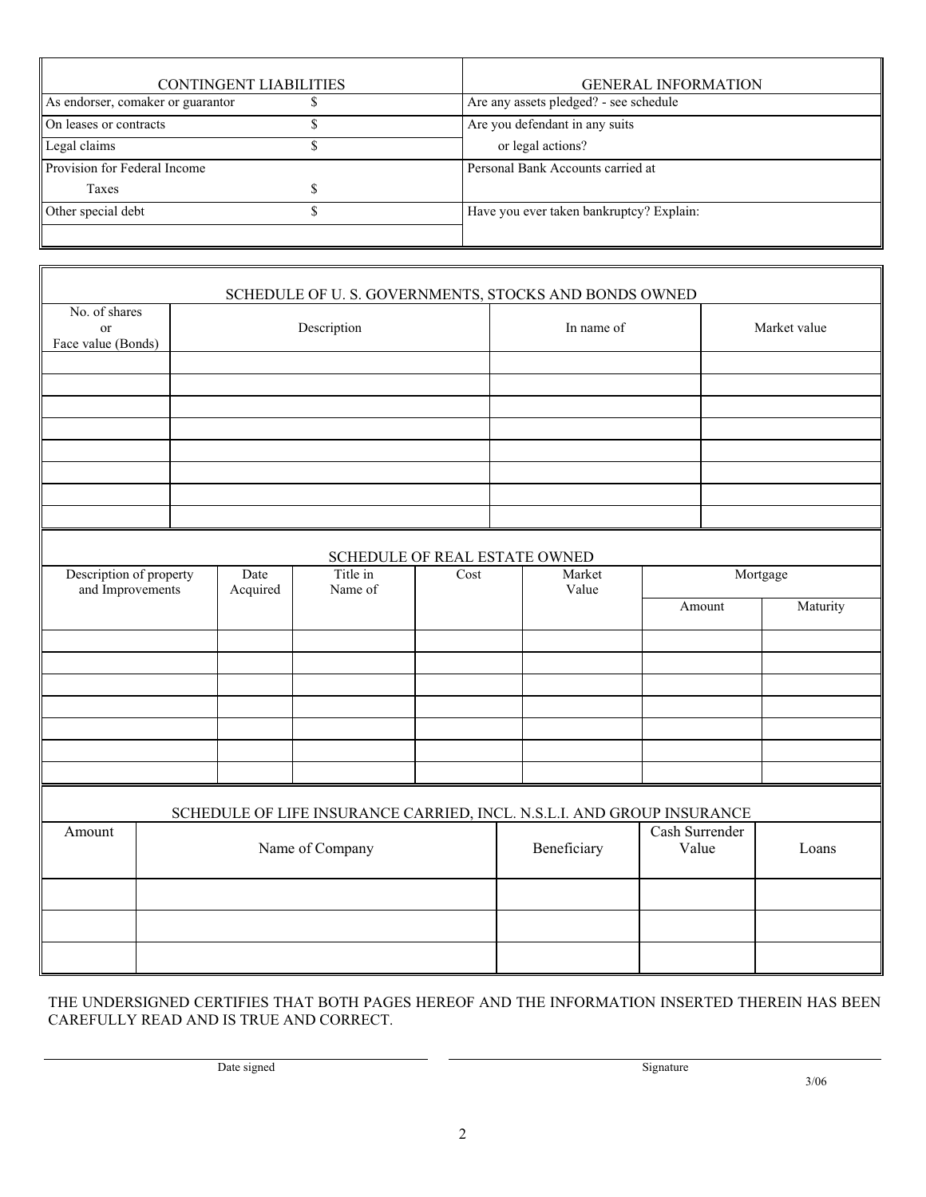| CONTINGENT LIABILITIES | | GENERAL INFORMATION |
|---|---|---|
| As endorser, comaker or guarantor | $ | Are any assets pledged? - see schedule |
| On leases or contracts | $ | Are you defendant in any suits |
| Legal claims | $ | or legal actions? |
| Provision for Federal Income Taxes | $ | Personal Bank Accounts carried at |
| Other special debt | $ | Have you ever taken bankruptcy? Explain: |

## SCHEDULE OF U. S. GOVERNMENTS, STOCKS AND BONDS OWNED

| No. of shares or Face value (Bonds) | Description | In name of | Market value |
|---|---|---|---|
| | | | |
| | | | |
| | | | |
| | | | |
| | | | |
| | | | |
| | | | |
| | | | |

## SCHEDULE OF REAL ESTATE OWNED

| Description of property and Improvements | Date Acquired | Title in Name of | Cost | Market Value | Mortgage | |
|---|---|---|---|---|---|---|
| | | | | | Amount | Maturity |
| | | | | | | |
| | | | | | | |
| | | | | | | |
| | | | | | | |
| | | | | | | |
| | | | | | | |
| | | | | | | |

## SCHEDULE OF LIFE INSURANCE CARRIED, INCL. N.S.L.I. AND GROUP INSURANCE

| Amount | Name of Company | Beneficiary | Cash Surrender Value | Loans |
|---|---|---|---|---|
| | | | | |
| | | | | |
| | | | | |

THE UNDERSIGNED CERTIFIES THAT BOTH PAGES HEREOF AND THE INFORMATION INSERTED THEREIN HAS BEEN CAREFULLY READ AND IS TRUE AND CORRECT.

Date signed ____________________ Signature ____________________

3/06